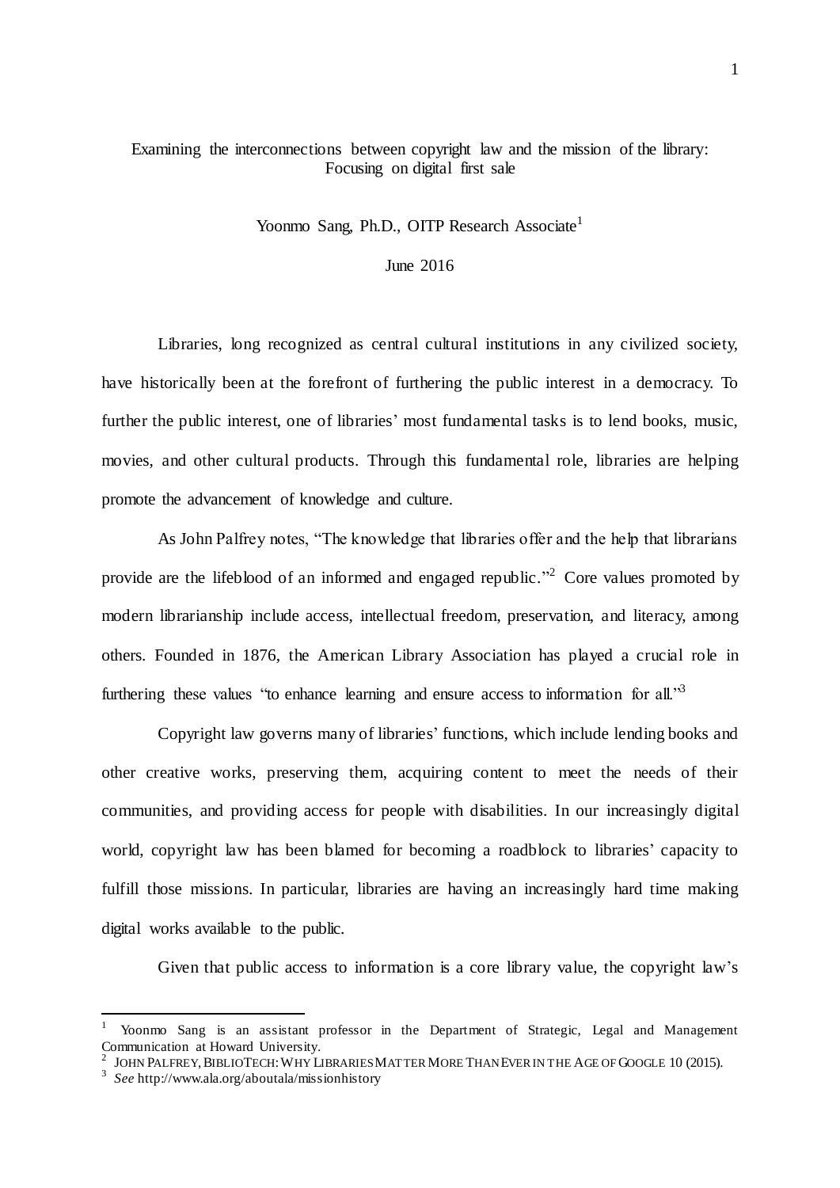# Examining the interconnections between copyright law and the mission of the library: Focusing on digital first sale

Yoonmo Sang, Ph.D., OITP Research Associate[1]

June 2016

Libraries, long recognized as central cultural institutions in any civilized society, have historically been at the forefront of furthering the public interest in a democracy. To further the public interest, one of libraries' most fundamental tasks is to lend books, music, movies, and other cultural products. Through this fundamental role, libraries are helping promote the advancement of knowledge and culture.

As John Palfrey notes, "The knowledge that libraries offer and the help that librarians provide are the lifeblood of an informed and engaged republic."[2] Core values promoted by modern librarianship include access, intellectual freedom, preservation, and literacy, among others. Founded in 1876, the American Library Association has played a crucial role in furthering these values "to enhance learning and ensure access to information for all."[3]

Copyright law governs many of libraries' functions, which include lending books and other creative works, preserving them, acquiring content to meet the needs of their communities, and providing access for people with disabilities. In our increasingly digital world, copyright law has been blamed for becoming a roadblock to libraries' capacity to fulfill those missions. In particular, libraries are having an increasingly hard time making digital works available to the public.

Given that public access to information is a core library value, the copyright law's

---

[1] Yoonmo Sang is an assistant professor in the Department of Strategic, Legal and Management Communication at Howard University.

[2] JOHN PALFREY, BIBLIOTECH: WHY LIBRARIES MATTER MORE THAN EVER IN THE AGE OF GOOGLE 10 (2015).

[3] *See* http://www.ala.org/aboutala/missionhistory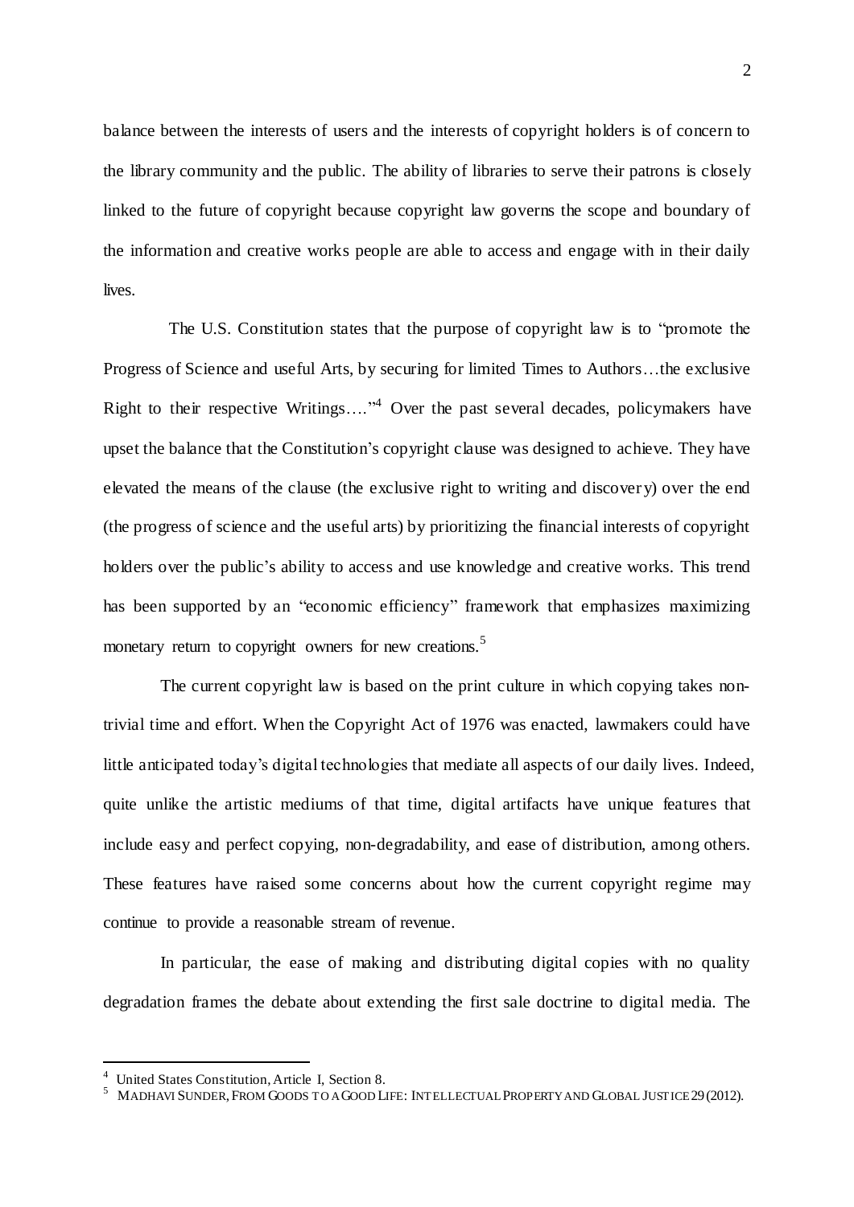balance between the interests of users and the interests of copyright holders is of concern to the library community and the public. The ability of libraries to serve their patrons is closely linked to the future of copyright because copyright law governs the scope and boundary of the information and creative works people are able to access and engage with in their daily lives.

The U.S. Constitution states that the purpose of copyright law is to "promote the Progress of Science and useful Arts, by securing for limited Times to Authors…the exclusive Right to their respective Writings…."[4] Over the past several decades, policymakers have upset the balance that the Constitution's copyright clause was designed to achieve. They have elevated the means of the clause (the exclusive right to writing and discovery) over the end (the progress of science and the useful arts) by prioritizing the financial interests of copyright holders over the public's ability to access and use knowledge and creative works. This trend has been supported by an "economic efficiency" framework that emphasizes maximizing monetary return to copyright owners for new creations.[5]

The current copyright law is based on the print culture in which copying takes non-trivial time and effort. When the Copyright Act of 1976 was enacted, lawmakers could have little anticipated today's digital technologies that mediate all aspects of our daily lives. Indeed, quite unlike the artistic mediums of that time, digital artifacts have unique features that include easy and perfect copying, non-degradability, and ease of distribution, among others. These features have raised some concerns about how the current copyright regime may continue to provide a reasonable stream of revenue.

In particular, the ease of making and distributing digital copies with no quality degradation frames the debate about extending the first sale doctrine to digital media. The

---

[4] United States Constitution, Article I, Section 8.

[5] MADHAVI SUNDER, FROM GOODS TO A GOOD LIFE: INTELLECTUAL PROPERTY AND GLOBAL JUSTICE 29 (2012).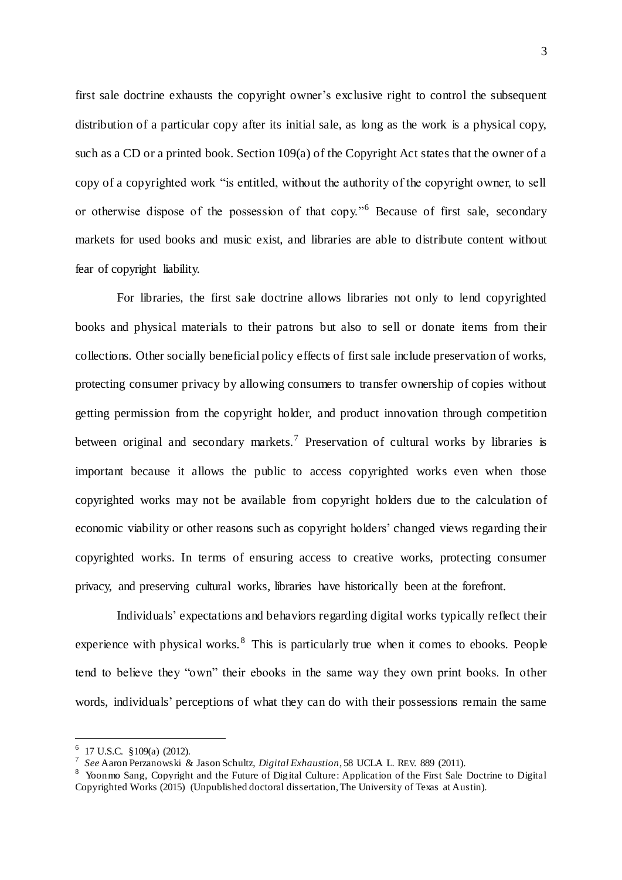first sale doctrine exhausts the copyright owner's exclusive right to control the subsequent distribution of a particular copy after its initial sale, as long as the work is a physical copy, such as a CD or a printed book. Section 109(a) of the Copyright Act states that the owner of a copy of a copyrighted work "is entitled, without the authority of the copyright owner, to sell or otherwise dispose of the possession of that copy."[6] Because of first sale, secondary markets for used books and music exist, and libraries are able to distribute content without fear of copyright liability.

For libraries, the first sale doctrine allows libraries not only to lend copyrighted books and physical materials to their patrons but also to sell or donate items from their collections. Other socially beneficial policy effects of first sale include preservation of works, protecting consumer privacy by allowing consumers to transfer ownership of copies without getting permission from the copyright holder, and product innovation through competition between original and secondary markets.[7] Preservation of cultural works by libraries is important because it allows the public to access copyrighted works even when those copyrighted works may not be available from copyright holders due to the calculation of economic viability or other reasons such as copyright holders' changed views regarding their copyrighted works. In terms of ensuring access to creative works, protecting consumer privacy, and preserving cultural works, libraries have historically been at the forefront.

Individuals' expectations and behaviors regarding digital works typically reflect their experience with physical works.[8] This is particularly true when it comes to ebooks. People tend to believe they "own" their ebooks in the same way they own print books. In other words, individuals' perceptions of what they can do with their possessions remain the same

---

[6] 17 U.S.C. §109(a) (2012).

[7] *See* Aaron Perzanowski & Jason Schultz, *Digital Exhaustion*, 58 UCLA L. REV. 889 (2011).

[8] Yoonmo Sang, Copyright and the Future of Digital Culture: Application of the First Sale Doctrine to Digital Copyrighted Works (2015) (Unpublished doctoral dissertation, The University of Texas at Austin).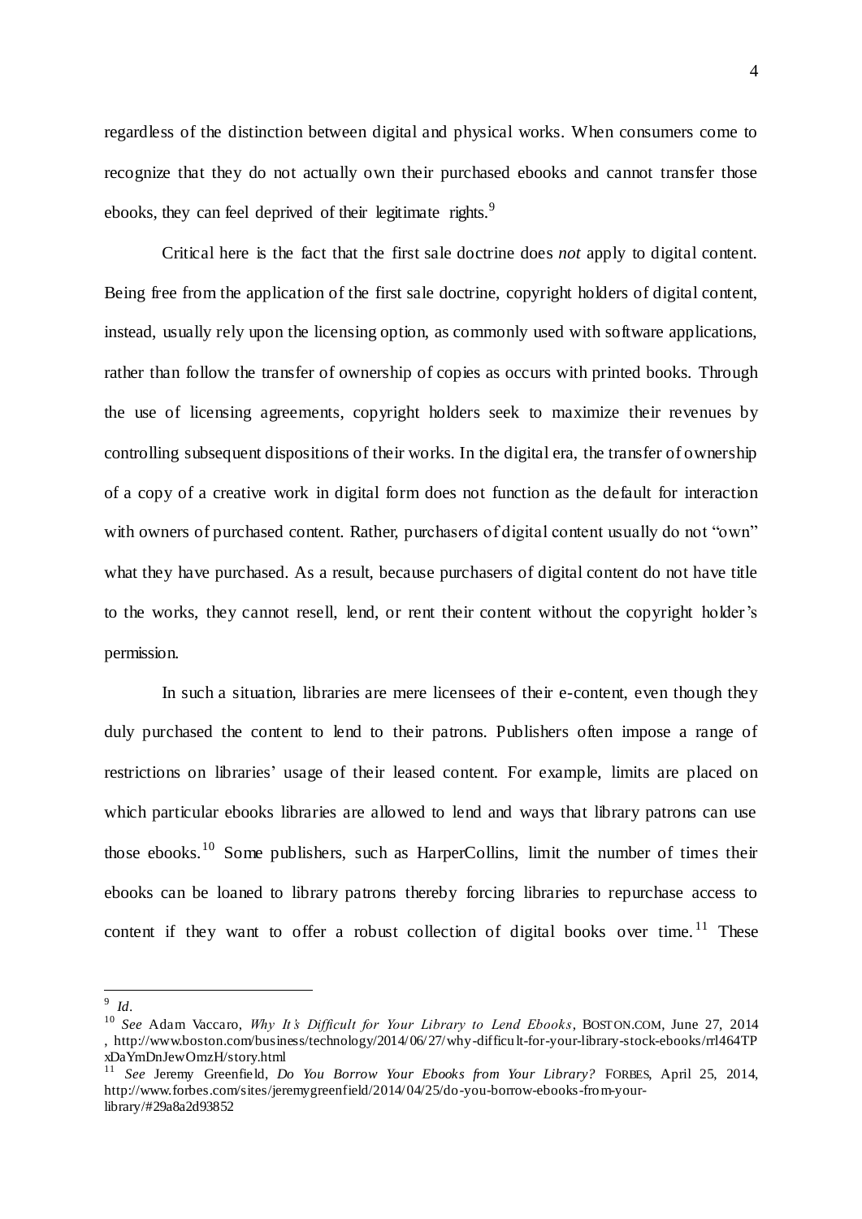regardless of the distinction between digital and physical works. When consumers come to recognize that they do not actually own their purchased ebooks and cannot transfer those ebooks, they can feel deprived of their legitimate rights.[9]

Critical here is the fact that the first sale doctrine does *not* apply to digital content. Being free from the application of the first sale doctrine, copyright holders of digital content, instead, usually rely upon the licensing option, as commonly used with software applications, rather than follow the transfer of ownership of copies as occurs with printed books. Through the use of licensing agreements, copyright holders seek to maximize their revenues by controlling subsequent dispositions of their works. In the digital era, the transfer of ownership of a copy of a creative work in digital form does not function as the default for interaction with owners of purchased content. Rather, purchasers of digital content usually do not "own" what they have purchased. As a result, because purchasers of digital content do not have title to the works, they cannot resell, lend, or rent their content without the copyright holder's permission.

In such a situation, libraries are mere licensees of their e-content, even though they duly purchased the content to lend to their patrons. Publishers often impose a range of restrictions on libraries' usage of their leased content. For example, limits are placed on which particular ebooks libraries are allowed to lend and ways that library patrons can use those ebooks.[10] Some publishers, such as HarperCollins, limit the number of times their ebooks can be loaned to library patrons thereby forcing libraries to repurchase access to content if they want to offer a robust collection of digital books over time.[11] These

---

[9] *Id*.

[10] *See* Adam Vaccaro, *Why It's Difficult for Your Library to Lend Ebooks*, BOSTON.COM, June 27, 2014 , http://www.boston.com/business/technology/2014/06/27/why-difficult-for-your-library-stock-ebooks/rrl464TPxDaYmDnJewOmzH/story.html

[11] *See* Jeremy Greenfield, *Do You Borrow Your Ebooks from Your Library?* FORBES, April 25, 2014, http://www.forbes.com/sites/jeremygreenfield/2014/04/25/do-you-borrow-ebooks-from-your-library/#29a8a2d93852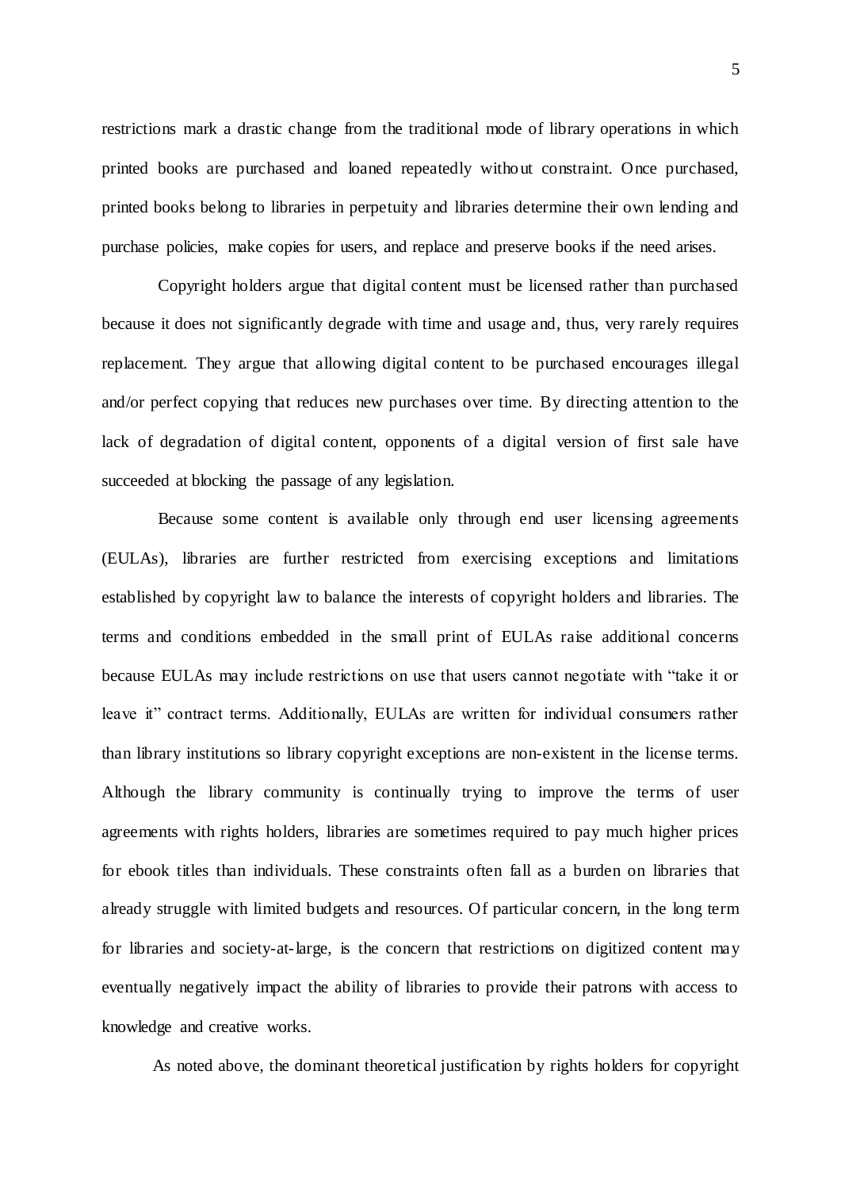restrictions mark a drastic change from the traditional mode of library operations in which printed books are purchased and loaned repeatedly without constraint. Once purchased, printed books belong to libraries in perpetuity and libraries determine their own lending and purchase policies, make copies for users, and replace and preserve books if the need arises.

Copyright holders argue that digital content must be licensed rather than purchased because it does not significantly degrade with time and usage and, thus, very rarely requires replacement. They argue that allowing digital content to be purchased encourages illegal and/or perfect copying that reduces new purchases over time. By directing attention to the lack of degradation of digital content, opponents of a digital version of first sale have succeeded at blocking the passage of any legislation.

Because some content is available only through end user licensing agreements (EULAs), libraries are further restricted from exercising exceptions and limitations established by copyright law to balance the interests of copyright holders and libraries. The terms and conditions embedded in the small print of EULAs raise additional concerns because EULAs may include restrictions on use that users cannot negotiate with "take it or leave it" contract terms. Additionally, EULAs are written for individual consumers rather than library institutions so library copyright exceptions are non-existent in the license terms. Although the library community is continually trying to improve the terms of user agreements with rights holders, libraries are sometimes required to pay much higher prices for ebook titles than individuals. These constraints often fall as a burden on libraries that already struggle with limited budgets and resources. Of particular concern, in the long term for libraries and society-at-large, is the concern that restrictions on digitized content may eventually negatively impact the ability of libraries to provide their patrons with access to knowledge and creative works.

As noted above, the dominant theoretical justification by rights holders for copyright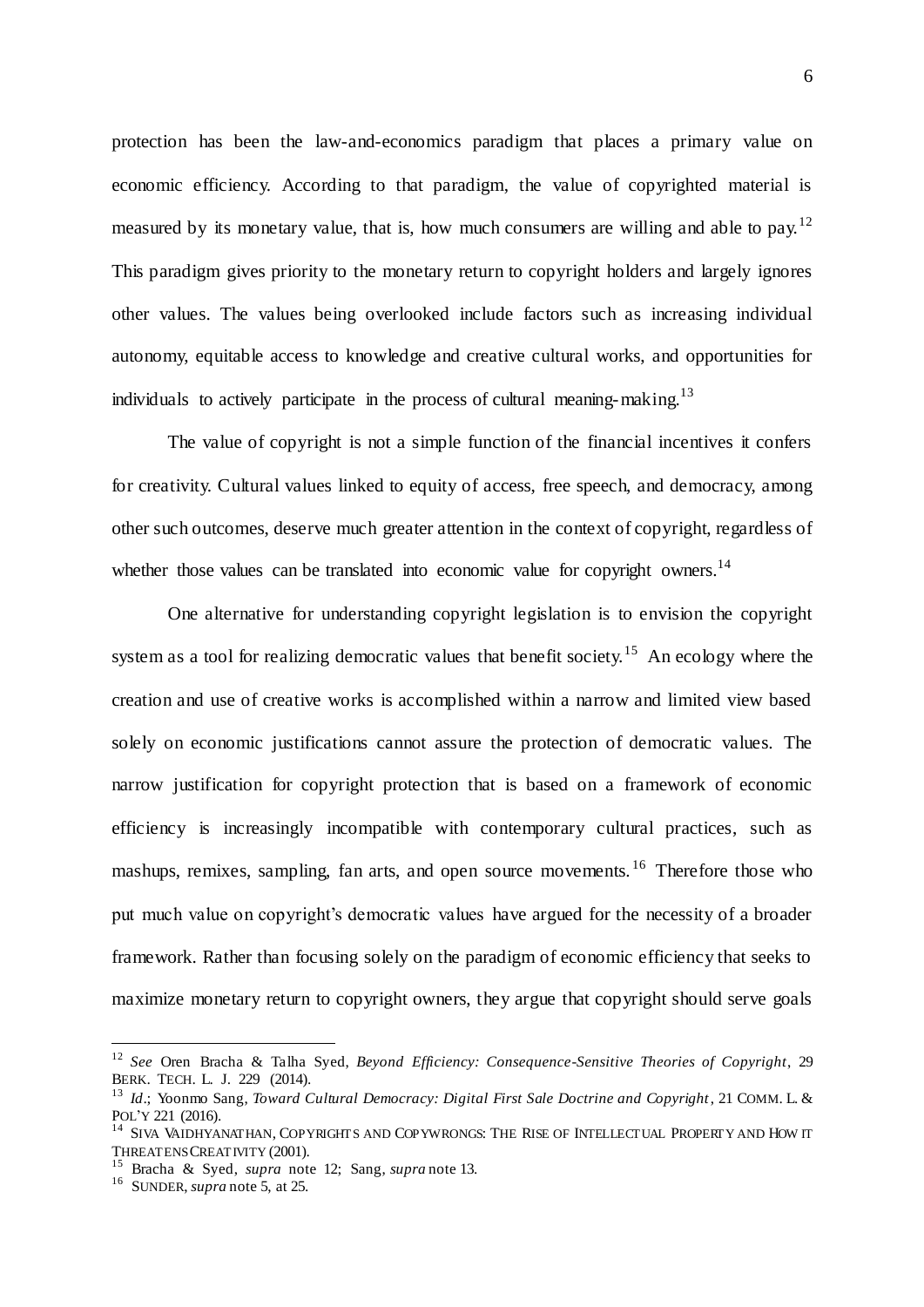protection has been the law-and-economics paradigm that places a primary value on economic efficiency. According to that paradigm, the value of copyrighted material is measured by its monetary value, that is, how much consumers are willing and able to pay.[12] This paradigm gives priority to the monetary return to copyright holders and largely ignores other values. The values being overlooked include factors such as increasing individual autonomy, equitable access to knowledge and creative cultural works, and opportunities for individuals to actively participate in the process of cultural meaning-making.[13]

The value of copyright is not a simple function of the financial incentives it confers for creativity. Cultural values linked to equity of access, free speech, and democracy, among other such outcomes, deserve much greater attention in the context of copyright, regardless of whether those values can be translated into economic value for copyright owners.[14]

One alternative for understanding copyright legislation is to envision the copyright system as a tool for realizing democratic values that benefit society.[15] An ecology where the creation and use of creative works is accomplished within a narrow and limited view based solely on economic justifications cannot assure the protection of democratic values. The narrow justification for copyright protection that is based on a framework of economic efficiency is increasingly incompatible with contemporary cultural practices, such as mashups, remixes, sampling, fan arts, and open source movements.[16] Therefore those who put much value on copyright's democratic values have argued for the necessity of a broader framework. Rather than focusing solely on the paradigm of economic efficiency that seeks to maximize monetary return to copyright owners, they argue that copyright should serve goals

---

[12] *See* Oren Bracha & Talha Syed, *Beyond Efficiency: Consequence-Sensitive Theories of Copyright*, 29 BERK. TECH. L. J. 229 (2014).

[13] *Id*.; Yoonmo Sang, *Toward Cultural Democracy: Digital First Sale Doctrine and Copyright*, 21 COMM. L. & POL'Y 221 (2016).

[14] SIVA VAIDHYANATHAN, COPYRIGHTS AND COPYWRONGS: THE RISE OF INTELLECTUAL PROPERTY AND HOW IT THREATENS CREATIVITY (2001).

[15] Bracha & Syed, *supra* note 12; Sang, *supra* note 13.

[16] SUNDER, *supra* note 5, at 25.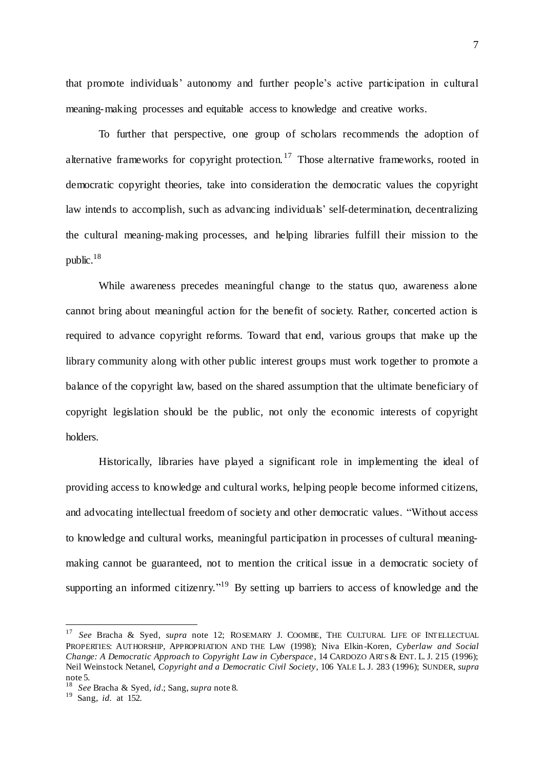that promote individuals' autonomy and further people's active participation in cultural meaning-making processes and equitable access to knowledge and creative works.

To further that perspective, one group of scholars recommends the adoption of alternative frameworks for copyright protection.[17] Those alternative frameworks, rooted in democratic copyright theories, take into consideration the democratic values the copyright law intends to accomplish, such as advancing individuals' self-determination, decentralizing the cultural meaning-making processes, and helping libraries fulfill their mission to the public.[18]

While awareness precedes meaningful change to the status quo, awareness alone cannot bring about meaningful action for the benefit of society. Rather, concerted action is required to advance copyright reforms. Toward that end, various groups that make up the library community along with other public interest groups must work together to promote a balance of the copyright law, based on the shared assumption that the ultimate beneficiary of copyright legislation should be the public, not only the economic interests of copyright holders.

Historically, libraries have played a significant role in implementing the ideal of providing access to knowledge and cultural works, helping people become informed citizens, and advocating intellectual freedom of society and other democratic values. "Without access to knowledge and cultural works, meaningful participation in processes of cultural meaning-making cannot be guaranteed, not to mention the critical issue in a democratic society of supporting an informed citizenry."[19] By setting up barriers to access of knowledge and the

---

[17] *See* Bracha & Syed, *supra* note 12; ROSEMARY J. COOMBE, THE CULTURAL LIFE OF INTELLECTUAL PROPERTIES: AUTHORSHIP, APPROPRIATION AND THE LAW (1998); Niva Elkin-Koren, *Cyberlaw and Social Change: A Democratic Approach to Copyright Law in Cyberspace*, 14 CARDOZO ARTS & ENT. L. J. 215 (1996); Neil Weinstock Netanel, *Copyright and a Democratic Civil Society*, 106 YALE L. J. 283 (1996); SUNDER, *supra* note 5.

[18] *See* Bracha & Syed, *id*.; Sang, *supra* note 8.

[19] Sang, *id*. at 152.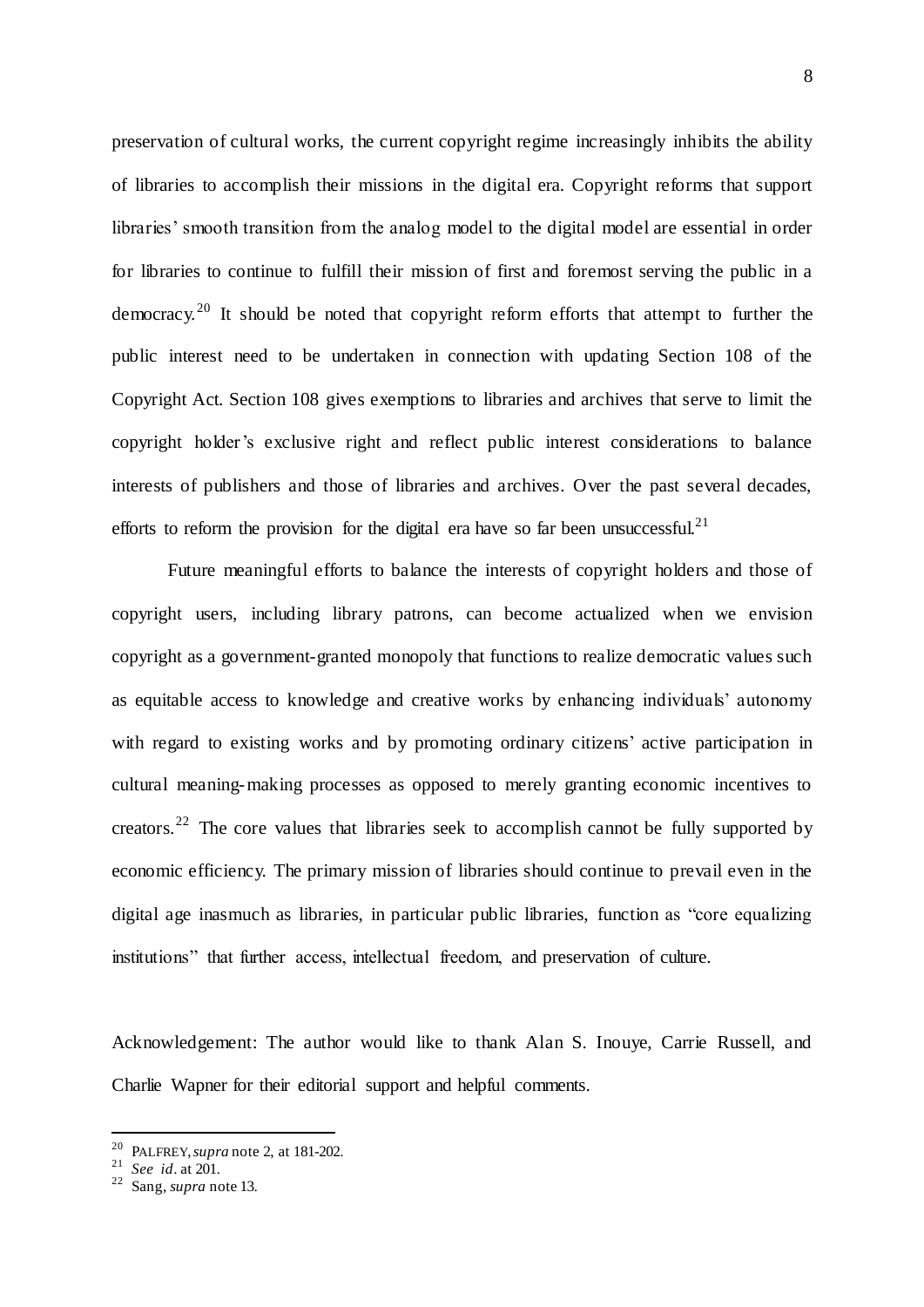preservation of cultural works, the current copyright regime increasingly inhibits the ability of libraries to accomplish their missions in the digital era. Copyright reforms that support libraries' smooth transition from the analog model to the digital model are essential in order for libraries to continue to fulfill their mission of first and foremost serving the public in a democracy.[20] It should be noted that copyright reform efforts that attempt to further the public interest need to be undertaken in connection with updating Section 108 of the Copyright Act. Section 108 gives exemptions to libraries and archives that serve to limit the copyright holder's exclusive right and reflect public interest considerations to balance interests of publishers and those of libraries and archives. Over the past several decades, efforts to reform the provision for the digital era have so far been unsuccessful.[21]

Future meaningful efforts to balance the interests of copyright holders and those of copyright users, including library patrons, can become actualized when we envision copyright as a government-granted monopoly that functions to realize democratic values such as equitable access to knowledge and creative works by enhancing individuals' autonomy with regard to existing works and by promoting ordinary citizens' active participation in cultural meaning-making processes as opposed to merely granting economic incentives to creators.[22] The core values that libraries seek to accomplish cannot be fully supported by economic efficiency. The primary mission of libraries should continue to prevail even in the digital age inasmuch as libraries, in particular public libraries, function as "core equalizing institutions" that further access, intellectual freedom, and preservation of culture.

Acknowledgement: The author would like to thank Alan S. Inouye, Carrie Russell, and Charlie Wapner for their editorial support and helpful comments.

---

[20] PALFREY, *supra* note 2, at 181-202.

[21] *See id*. at 201.

[22] Sang, *supra* note 13.